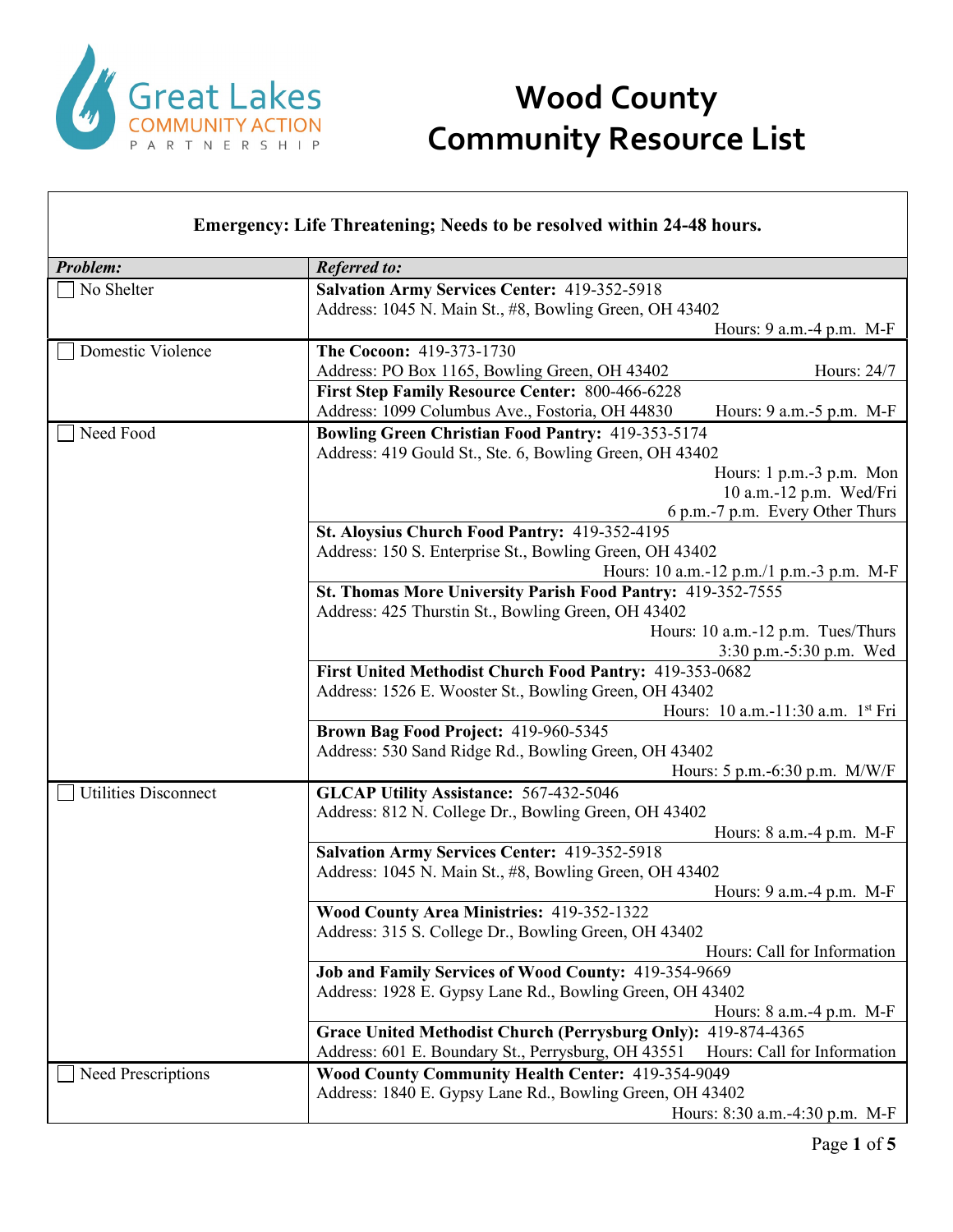# Wood County Community Resource List

**Emergency: Life Threatening; Needs to be resolved within 24-48 hours.**

| *Problem:* | *Referred to:* |
|---|---|
| ☐ No Shelter | **Salvation Army Services Center:** 419-352-5918<br>Address: 1045 N. Main St., #8, Bowling Green, OH 43402<br>Hours: 9 a.m.-4 p.m. M-F |
| ☐ Domestic Violence | **The Cocoon:** 419-373-1730<br>Address: PO Box 1165, Bowling Green, OH 43402 Hours: 24/7 |
| | **First Step Family Resource Center:** 800-466-6228<br>Address: 1099 Columbus Ave., Fostoria, OH 44830 Hours: 9 a.m.-5 p.m. M-F |
| ☐ Need Food | **Bowling Green Christian Food Pantry:** 419-353-5174<br>Address: 419 Gould St., Ste. 6, Bowling Green, OH 43402<br>Hours: 1 p.m.-3 p.m. Mon<br>10 a.m.-12 p.m. Wed/Fri<br>6 p.m.-7 p.m. Every Other Thurs |
| | **St. Aloysius Church Food Pantry:** 419-352-4195<br>Address: 150 S. Enterprise St., Bowling Green, OH 43402<br>Hours: 10 a.m.-12 p.m./1 p.m.-3 p.m. M-F |
| | **St. Thomas More University Parish Food Pantry:** 419-352-7555<br>Address: 425 Thurstin St., Bowling Green, OH 43402<br>Hours: 10 a.m.-12 p.m. Tues/Thurs<br>3:30 p.m.-5:30 p.m. Wed |
| | **First United Methodist Church Food Pantry:** 419-353-0682<br>Address: 1526 E. Wooster St., Bowling Green, OH 43402<br>Hours: 10 a.m.-11:30 a.m. 1st Fri |
| | **Brown Bag Food Project:** 419-960-5345<br>Address: 530 Sand Ridge Rd., Bowling Green, OH 43402<br>Hours: 5 p.m.-6:30 p.m. M/W/F |
| ☐ Utilities Disconnect | **GLCAP Utility Assistance:** 567-432-5046<br>Address: 812 N. College Dr., Bowling Green, OH 43402<br>Hours: 8 a.m.-4 p.m. M-F |
| | **Salvation Army Services Center:** 419-352-5918<br>Address: 1045 N. Main St., #8, Bowling Green, OH 43402<br>Hours: 9 a.m.-4 p.m. M-F |
| | **Wood County Area Ministries:** 419-352-1322<br>Address: 315 S. College Dr., Bowling Green, OH 43402<br>Hours: Call for Information |
| | **Job and Family Services of Wood County:** 419-354-9669<br>Address: 1928 E. Gypsy Lane Rd., Bowling Green, OH 43402<br>Hours: 8 a.m.-4 p.m. M-F |
| | **Grace United Methodist Church (Perrysburg Only):** 419-874-4365<br>Address: 601 E. Boundary St., Perrysburg, OH 43551 Hours: Call for Information |
| ☐ Need Prescriptions | **Wood County Community Health Center:** 419-354-9049<br>Address: 1840 E. Gypsy Lane Rd., Bowling Green, OH 43402<br>Hours: 8:30 a.m.-4:30 p.m. M-F |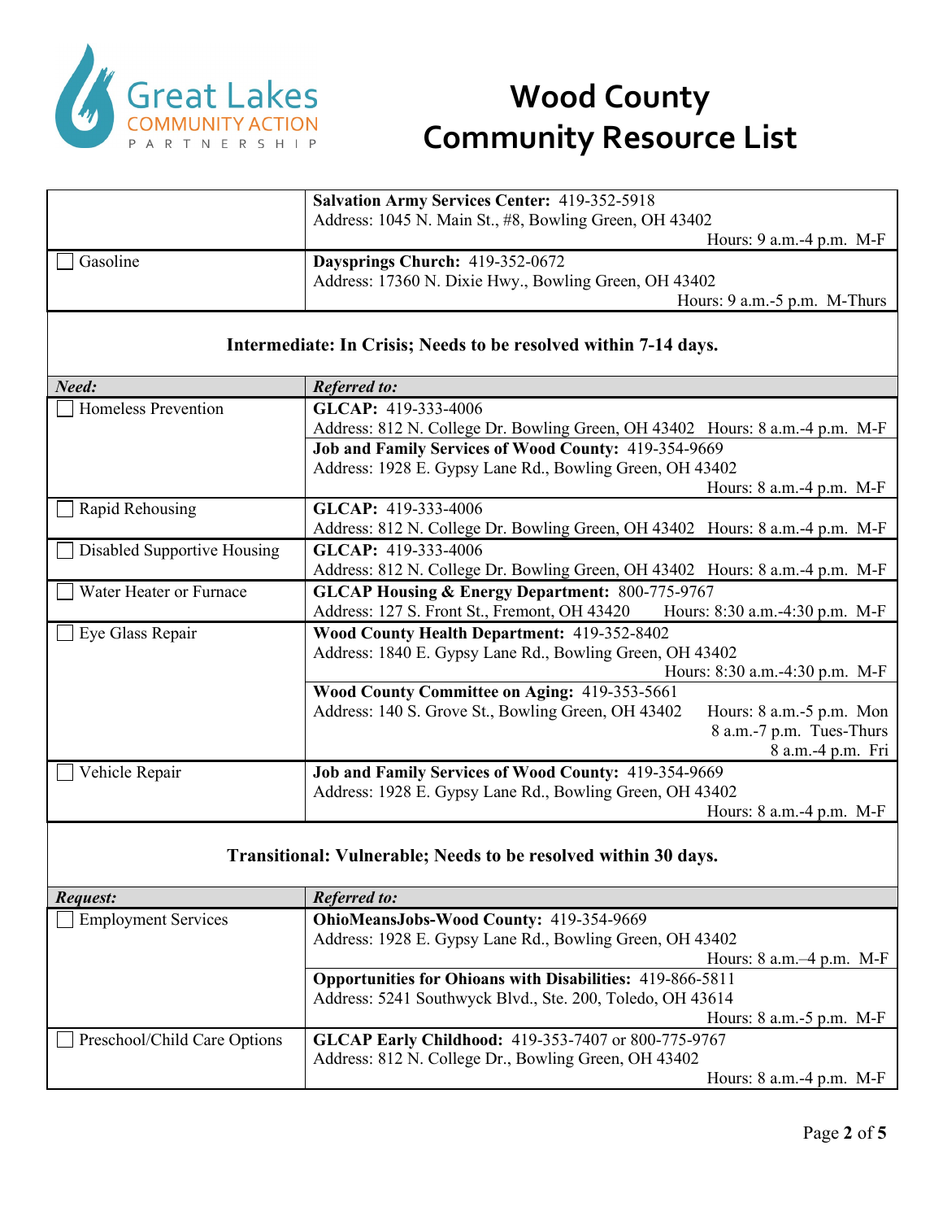# Wood County Community Resource List

| | |
|---|---|
| | **Salvation Army Services Center:** 419-352-5918<br>Address: 1045 N. Main St., #8, Bowling Green, OH 43402<br>Hours: 9 a.m.-4 p.m. M-F |
| ☐ Gasoline | **Daysprings Church:** 419-352-0672<br>Address: 17360 N. Dixie Hwy., Bowling Green, OH 43402<br>Hours: 9 a.m.-5 p.m. M-Thurs |

**Intermediate: In Crisis; Needs to be resolved within 7-14 days.**

| ***Need:*** | ***Referred to:*** |
|---|---|
| ☐ Homeless Prevention | **GLCAP:** 419-333-4006<br>Address: 812 N. College Dr. Bowling Green, OH 43402 Hours: 8 a.m.-4 p.m. M-F |
| | **Job and Family Services of Wood County:** 419-354-9669<br>Address: 1928 E. Gypsy Lane Rd., Bowling Green, OH 43402<br>Hours: 8 a.m.-4 p.m. M-F |
| ☐ Rapid Rehousing | **GLCAP:** 419-333-4006<br>Address: 812 N. College Dr. Bowling Green, OH 43402 Hours: 8 a.m.-4 p.m. M-F |
| ☐ Disabled Supportive Housing | **GLCAP:** 419-333-4006<br>Address: 812 N. College Dr. Bowling Green, OH 43402 Hours: 8 a.m.-4 p.m. M-F |
| ☐ Water Heater or Furnace | **GLCAP Housing & Energy Department:** 800-775-9767<br>Address: 127 S. Front St., Fremont, OH 43420 Hours: 8:30 a.m.-4:30 p.m. M-F |
| ☐ Eye Glass Repair | **Wood County Health Department:** 419-352-8402<br>Address: 1840 E. Gypsy Lane Rd., Bowling Green, OH 43402<br>Hours: 8:30 a.m.-4:30 p.m. M-F |
| | **Wood County Committee on Aging:** 419-353-5661<br>Address: 140 S. Grove St., Bowling Green, OH 43402 Hours: 8 a.m.-5 p.m. Mon<br>8 a.m.-7 p.m. Tues-Thurs<br>8 a.m.-4 p.m. Fri |
| ☐ Vehicle Repair | **Job and Family Services of Wood County:** 419-354-9669<br>Address: 1928 E. Gypsy Lane Rd., Bowling Green, OH 43402<br>Hours: 8 a.m.-4 p.m. M-F |

**Transitional: Vulnerable; Needs to be resolved within 30 days.**

| ***Request:*** | ***Referred to:*** |
|---|---|
| ☐ Employment Services | **OhioMeansJobs-Wood County:** 419-354-9669<br>Address: 1928 E. Gypsy Lane Rd., Bowling Green, OH 43402<br>Hours: 8 a.m.–4 p.m. M-F |
| | **Opportunities for Ohioans with Disabilities:** 419-866-5811<br>Address: 5241 Southwyck Blvd., Ste. 200, Toledo, OH 43614<br>Hours: 8 a.m.-5 p.m. M-F |
| ☐ Preschool/Child Care Options | **GLCAP Early Childhood:** 419-353-7407 or 800-775-9767<br>Address: 812 N. College Dr., Bowling Green, OH 43402<br>Hours: 8 a.m.-4 p.m. M-F |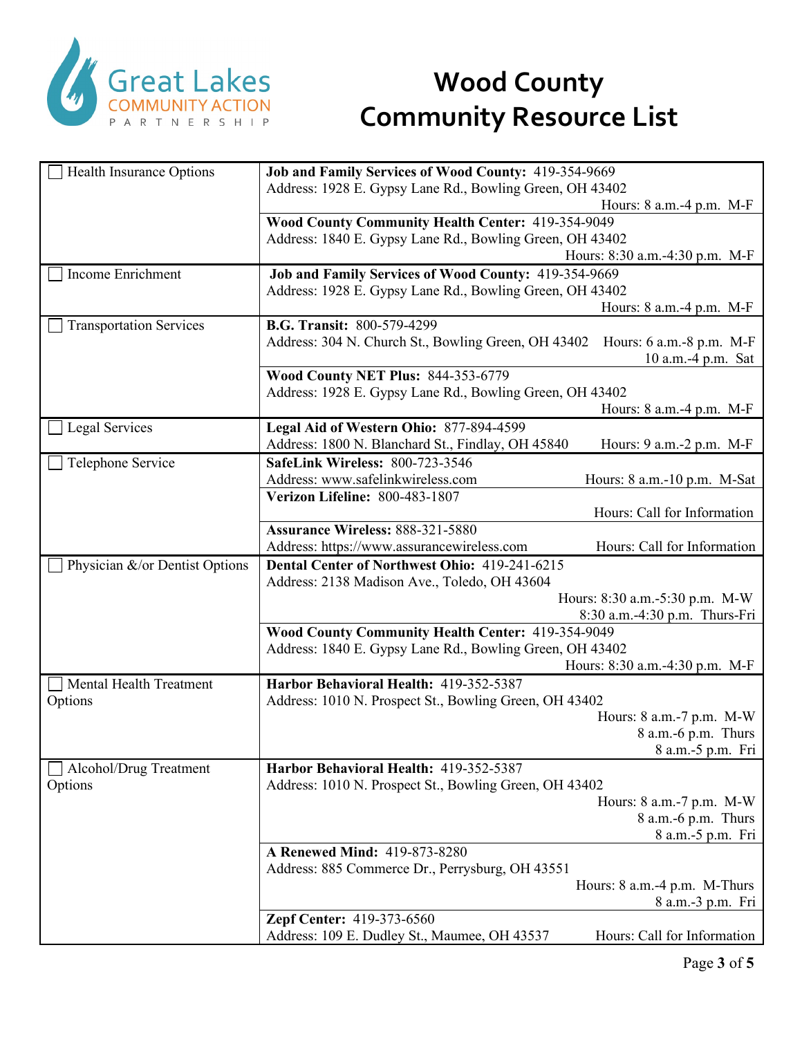# Wood County Community Resource List

| Category | Resources |
|---|---|
| ☐ Health Insurance Options | **Job and Family Services of Wood County:** 419-354-9669<br>Address: 1928 E. Gypsy Lane Rd., Bowling Green, OH 43402<br>Hours: 8 a.m.-4 p.m. M-F<br><br>**Wood County Community Health Center:** 419-354-9049<br>Address: 1840 E. Gypsy Lane Rd., Bowling Green, OH 43402<br>Hours: 8:30 a.m.-4:30 p.m. M-F |
| ☐ Income Enrichment | **Job and Family Services of Wood County:** 419-354-9669<br>Address: 1928 E. Gypsy Lane Rd., Bowling Green, OH 43402<br>Hours: 8 a.m.-4 p.m. M-F |
| ☐ Transportation Services | **B.G. Transit:** 800-579-4299<br>Address: 304 N. Church St., Bowling Green, OH 43402<br>Hours: 6 a.m.-8 p.m. M-F<br>10 a.m.-4 p.m. Sat<br><br>**Wood County NET Plus:** 844-353-6779<br>Address: 1928 E. Gypsy Lane Rd., Bowling Green, OH 43402<br>Hours: 8 a.m.-4 p.m. M-F |
| ☐ Legal Services | **Legal Aid of Western Ohio:** 877-894-4599<br>Address: 1800 N. Blanchard St., Findlay, OH 45840<br>Hours: 9 a.m.-2 p.m. M-F |
| ☐ Telephone Service | **SafeLink Wireless:** 800-723-3546<br>Address: www.safelinkwireless.com<br>Hours: 8 a.m.-10 p.m. M-Sat<br><br>**Verizon Lifeline:** 800-483-1807<br>Hours: Call for Information<br><br>**Assurance Wireless:** 888-321-5880<br>Address: https://www.assurancewireless.com<br>Hours: Call for Information |
| ☐ Physician &/or Dentist Options | **Dental Center of Northwest Ohio:** 419-241-6215<br>Address: 2138 Madison Ave., Toledo, OH 43604<br>Hours: 8:30 a.m.-5:30 p.m. M-W<br>8:30 a.m.-4:30 p.m. Thurs-Fri<br><br>**Wood County Community Health Center:** 419-354-9049<br>Address: 1840 E. Gypsy Lane Rd., Bowling Green, OH 43402<br>Hours: 8:30 a.m.-4:30 p.m. M-F |
| ☐ Mental Health Treatment Options | **Harbor Behavioral Health:** 419-352-5387<br>Address: 1010 N. Prospect St., Bowling Green, OH 43402<br>Hours: 8 a.m.-7 p.m. M-W<br>8 a.m.-6 p.m. Thurs<br>8 a.m.-5 p.m. Fri |
| ☐ Alcohol/Drug Treatment Options | **Harbor Behavioral Health:** 419-352-5387<br>Address: 1010 N. Prospect St., Bowling Green, OH 43402<br>Hours: 8 a.m.-7 p.m. M-W<br>8 a.m.-6 p.m. Thurs<br>8 a.m.-5 p.m. Fri<br><br>**A Renewed Mind:** 419-873-8280<br>Address: 885 Commerce Dr., Perrysburg, OH 43551<br>Hours: 8 a.m.-4 p.m. M-Thurs<br>8 a.m.-3 p.m. Fri<br><br>**Zepf Center:** 419-373-6560<br>Address: 109 E. Dudley St., Maumee, OH 43537<br>Hours: Call for Information |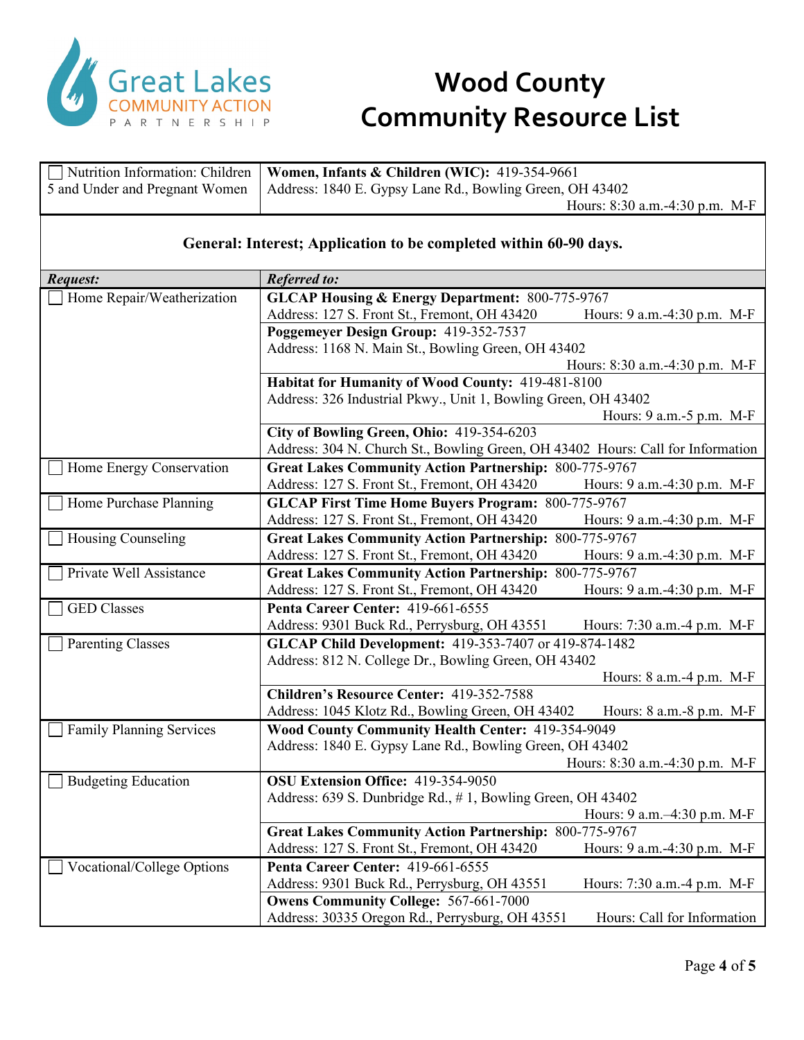Great Lakes COMMUNITY ACTION PARTNERSHIP

# Wood County Community Resource List

| | |
|---|---|
| ☐ Nutrition Information: Children 5 and Under and Pregnant Women | **Women, Infants & Children (WIC):** 419-354-9661<br>Address: 1840 E. Gypsy Lane Rd., Bowling Green, OH 43402<br>Hours: 8:30 a.m.-4:30 p.m. M-F |

**General: Interest; Application to be completed within 60-90 days.**

| *Request:* | *Referred to:* |
|---|---|
| ☐ Home Repair/Weatherization | **GLCAP Housing & Energy Department:** 800-775-9767<br>Address: 127 S. Front St., Fremont, OH 43420 Hours: 9 a.m.-4:30 p.m. M-F |
| | **Poggemeyer Design Group:** 419-352-7537<br>Address: 1168 N. Main St., Bowling Green, OH 43402<br>Hours: 8:30 a.m.-4:30 p.m. M-F |
| | **Habitat for Humanity of Wood County:** 419-481-8100<br>Address: 326 Industrial Pkwy., Unit 1, Bowling Green, OH 43402<br>Hours: 9 a.m.-5 p.m. M-F |
| | **City of Bowling Green, Ohio:** 419-354-6203<br>Address: 304 N. Church St., Bowling Green, OH 43402 Hours: Call for Information |
| ☐ Home Energy Conservation | **Great Lakes Community Action Partnership:** 800-775-9767<br>Address: 127 S. Front St., Fremont, OH 43420 Hours: 9 a.m.-4:30 p.m. M-F |
| ☐ Home Purchase Planning | **GLCAP First Time Home Buyers Program:** 800-775-9767<br>Address: 127 S. Front St., Fremont, OH 43420 Hours: 9 a.m.-4:30 p.m. M-F |
| ☐ Housing Counseling | **Great Lakes Community Action Partnership:** 800-775-9767<br>Address: 127 S. Front St., Fremont, OH 43420 Hours: 9 a.m.-4:30 p.m. M-F |
| ☐ Private Well Assistance | **Great Lakes Community Action Partnership:** 800-775-9767<br>Address: 127 S. Front St., Fremont, OH 43420 Hours: 9 a.m.-4:30 p.m. M-F |
| ☐ GED Classes | **Penta Career Center:** 419-661-6555<br>Address: 9301 Buck Rd., Perrysburg, OH 43551 Hours: 7:30 a.m.-4 p.m. M-F |
| ☐ Parenting Classes | **GLCAP Child Development:** 419-353-7407 or 419-874-1482<br>Address: 812 N. College Dr., Bowling Green, OH 43402<br>Hours: 8 a.m.-4 p.m. M-F |
| | **Children's Resource Center:** 419-352-7588<br>Address: 1045 Klotz Rd., Bowling Green, OH 43402 Hours: 8 a.m.-8 p.m. M-F |
| ☐ Family Planning Services | **Wood County Community Health Center:** 419-354-9049<br>Address: 1840 E. Gypsy Lane Rd., Bowling Green, OH 43402<br>Hours: 8:30 a.m.-4:30 p.m. M-F |
| ☐ Budgeting Education | **OSU Extension Office:** 419-354-9050<br>Address: 639 S. Dunbridge Rd., # 1, Bowling Green, OH 43402<br>Hours: 9 a.m.–4:30 p.m. M-F |
| | **Great Lakes Community Action Partnership:** 800-775-9767<br>Address: 127 S. Front St., Fremont, OH 43420 Hours: 9 a.m.-4:30 p.m. M-F |
| ☐ Vocational/College Options | **Penta Career Center:** 419-661-6555<br>Address: 9301 Buck Rd., Perrysburg, OH 43551 Hours: 7:30 a.m.-4 p.m. M-F |
| | **Owens Community College:** 567-661-7000<br>Address: 30335 Oregon Rd., Perrysburg, OH 43551 Hours: Call for Information |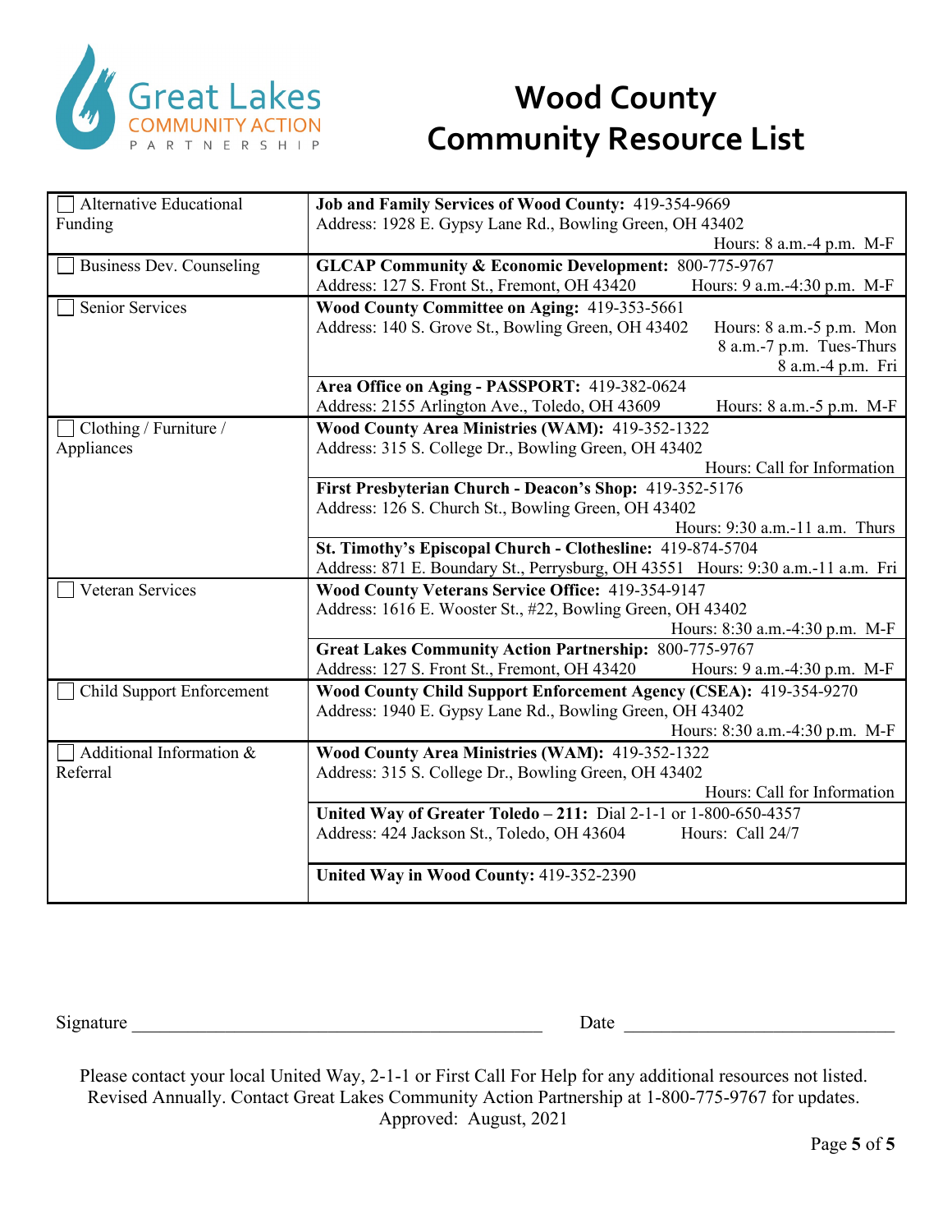# Wood County Community Resource List

| | |
|---|---|
| ☐ Alternative Educational Funding | **Job and Family Services of Wood County:** 419-354-9669<br>Address: 1928 E. Gypsy Lane Rd., Bowling Green, OH 43402<br>Hours: 8 a.m.-4 p.m. M-F |
| ☐ Business Dev. Counseling | **GLCAP Community & Economic Development:** 800-775-9767<br>Address: 127 S. Front St., Fremont, OH 43420 Hours: 9 a.m.-4:30 p.m. M-F |
| ☐ Senior Services | **Wood County Committee on Aging:** 419-353-5661<br>Address: 140 S. Grove St., Bowling Green, OH 43402 Hours: 8 a.m.-5 p.m. Mon, 8 a.m.-7 p.m. Tues-Thurs, 8 a.m.-4 p.m. Fri |
| | **Area Office on Aging - PASSPORT:** 419-382-0624<br>Address: 2155 Arlington Ave., Toledo, OH 43609 Hours: 8 a.m.-5 p.m. M-F |
| ☐ Clothing / Furniture / Appliances | **Wood County Area Ministries (WAM):** 419-352-1322<br>Address: 315 S. College Dr., Bowling Green, OH 43402<br>Hours: Call for Information |
| | **First Presbyterian Church - Deacon's Shop:** 419-352-5176<br>Address: 126 S. Church St., Bowling Green, OH 43402<br>Hours: 9:30 a.m.-11 a.m. Thurs |
| | **St. Timothy's Episcopal Church - Clothesline:** 419-874-5704<br>Address: 871 E. Boundary St., Perrysburg, OH 43551 Hours: 9:30 a.m.-11 a.m. Fri |
| ☐ Veteran Services | **Wood County Veterans Service Office:** 419-354-9147<br>Address: 1616 E. Wooster St., #22, Bowling Green, OH 43402<br>Hours: 8:30 a.m.-4:30 p.m. M-F |
| | **Great Lakes Community Action Partnership:** 800-775-9767<br>Address: 127 S. Front St., Fremont, OH 43420 Hours: 9 a.m.-4:30 p.m. M-F |
| ☐ Child Support Enforcement | **Wood County Child Support Enforcement Agency (CSEA):** 419-354-9270<br>Address: 1940 E. Gypsy Lane Rd., Bowling Green, OH 43402<br>Hours: 8:30 a.m.-4:30 p.m. M-F |
| ☐ Additional Information & Referral | **Wood County Area Ministries (WAM):** 419-352-1322<br>Address: 315 S. College Dr., Bowling Green, OH 43402<br>Hours: Call for Information |
| | **United Way of Greater Toledo – 211:** Dial 2-1-1 or 1-800-650-4357<br>Address: 424 Jackson St., Toledo, OH 43604 Hours: Call 24/7 |
| | **United Way in Wood County:** 419-352-2390 |

Signature \_\_\_\_\_\_\_\_\_\_\_\_\_\_\_\_\_\_\_\_\_\_\_\_\_\_\_\_\_\_ Date \_\_\_\_\_\_\_\_\_\_\_\_\_\_\_\_\_\_\_\_

Please contact your local United Way, 2-1-1 or First Call For Help for any additional resources not listed.
Revised Annually. Contact Great Lakes Community Action Partnership at 1-800-775-9767 for updates.
Approved: August, 2021